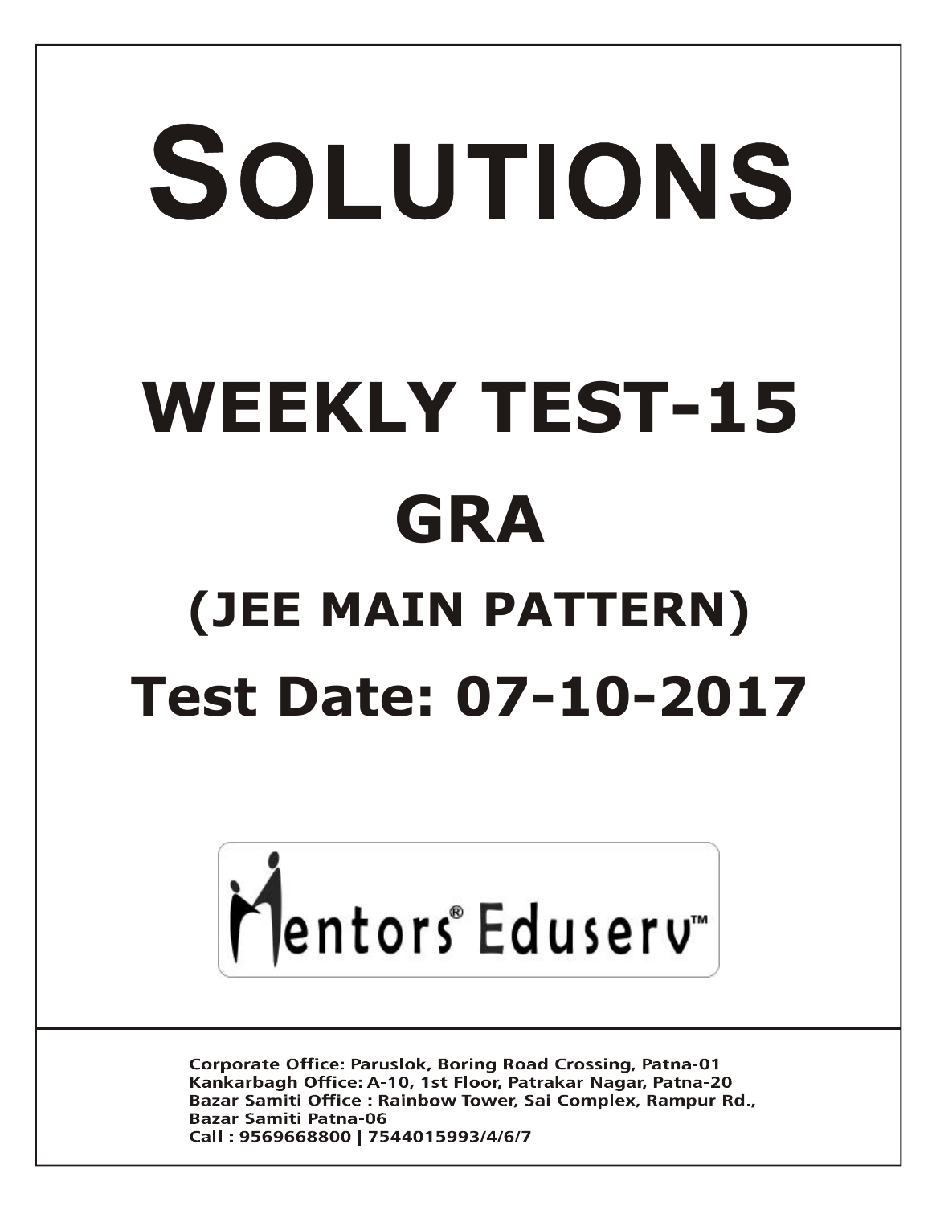# SOLUTIONS

# WEEKLY TEST-15

# GRA

## (JEE MAIN PATTERN)

## Test Date: 07-10-2017

Mentors® Eduserv™

Corporate Office: Paruslok, Boring Road Crossing, Patna-01
Kankarbagh Office: A-10, 1st Floor, Patrakar Nagar, Patna-20
Bazar Samiti Office : Rainbow Tower, Sai Complex, Rampur Rd., Bazar Samiti Patna-06
Call : 9569668800 | 7544015993/4/6/7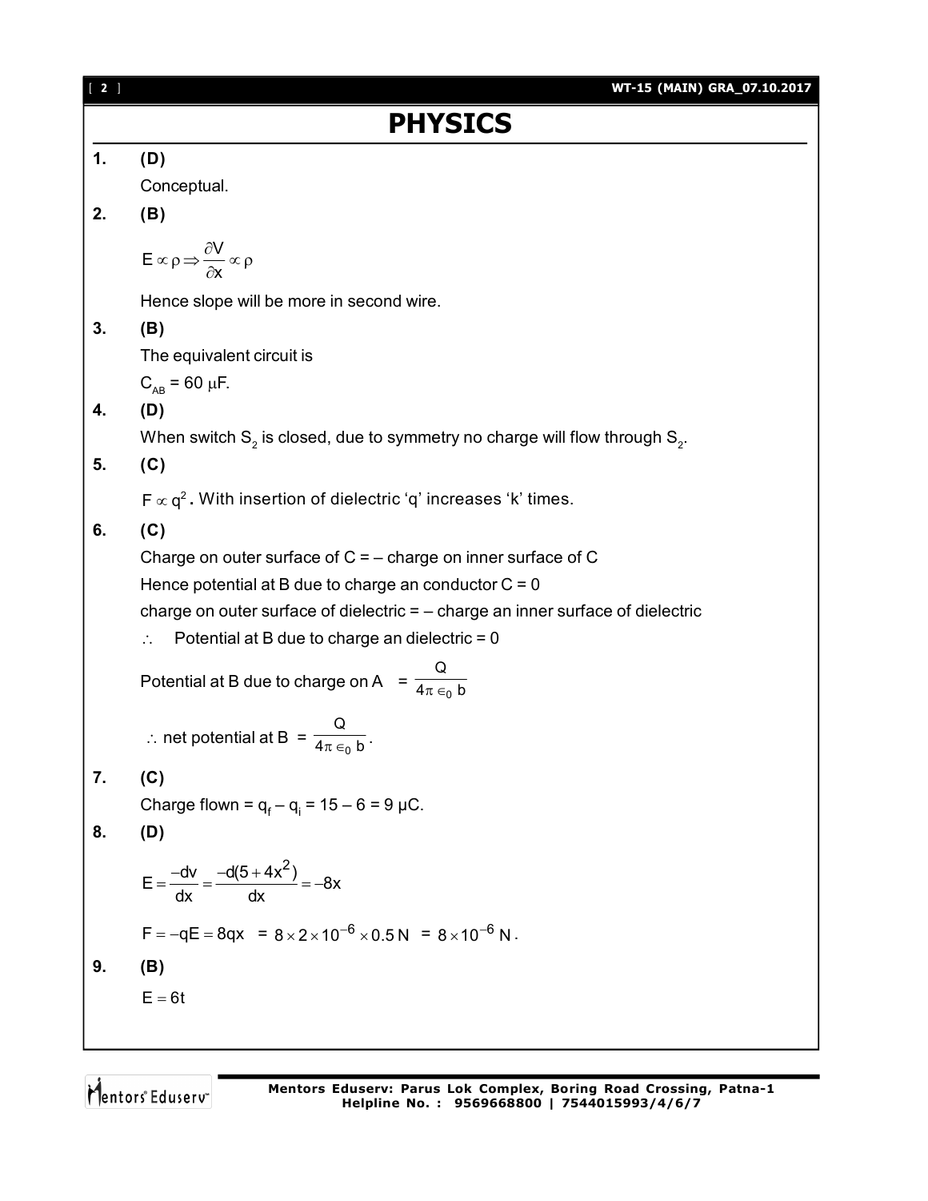# PHYSICS

**1.** **(D)**

Conceptual.

**2.** **(B)**

$E \propto \rho \Rightarrow \frac{\partial V}{\partial x} \propto \rho$

Hence slope will be more in second wire.

**3.** **(B)**

The equivalent circuit is

$C_{AB}$ = 60 $\mu$F.

**4.** **(D)**

When switch $S_2$ is closed, due to symmetry no charge will flow through $S_2$.

**5.** **(C)**

$F \propto q^2$**.** With insertion of dielectric 'q' increases 'k' times.

**6.** **(C)**

Charge on outer surface of C = – charge on inner surface of C

Hence potential at B due to charge an conductor C = 0

charge on outer surface of dielectric = – charge an inner surface of dielectric

$\therefore$ Potential at B due to charge an dielectric = 0

Potential at B due to charge on A $= \frac{Q}{4\pi \epsilon_0 b}$

$\therefore$ net potential at B $= \frac{Q}{4\pi \epsilon_0 b}$.

**7.** **(C)**

Charge flown = $q_f - q_i$ = 15 – 6 = 9 μC.

**8.** **(D)**

$$E = \frac{-dv}{dx} = \frac{-d(5+4x^2)}{dx} = -8x$$

$F = -qE = 8qx$ = $8 \times 2 \times 10^{-6} \times 0.5\,N$ = $8 \times 10^{-6}\,N$.

**9.** **(B)**

$E = 6t$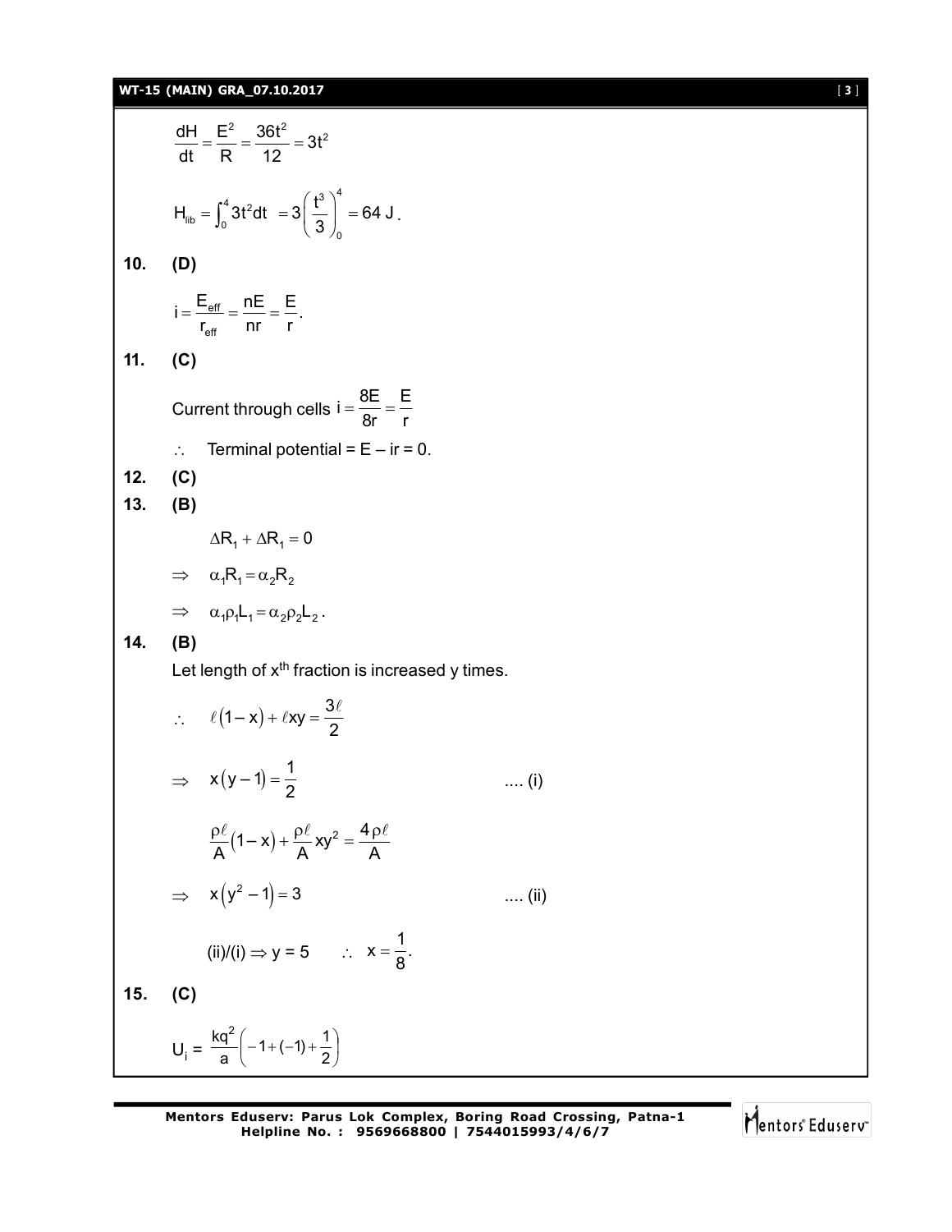$$\frac{dH}{dt} = \frac{E^2}{R} = \frac{36t^2}{12} = 3t^2$$

$$H_{lib} = \int_0^4 3t^2 dt = 3\left(\frac{t^3}{3}\right)_0^4 = 64\text{ J}.$$

**10. (D)**

$$i = \frac{E_{eff}}{r_{eff}} = \frac{nE}{nr} = \frac{E}{r}.$$

**11. (C)**

Current through cells $i = \dfrac{8E}{8r} = \dfrac{E}{r}$

$\therefore$ Terminal potential = $E - ir = 0$.

**12. (C)**

**13. (B)**

$$\Delta R_1 + \Delta R_1 = 0$$

$$\Rightarrow \quad \alpha_1 R_1 = \alpha_2 R_2$$

$$\Rightarrow \quad \alpha_1 \rho_1 L_1 = \alpha_2 \rho_2 L_2.$$

**14. (B)**

Let length of $x^{th}$ fraction is increased y times.

$$\therefore \quad \ell(1-x) + \ell xy = \frac{3\ell}{2}$$

$$\Rightarrow \quad x(y-1) = \frac{1}{2} \qquad \text{.... (i)}$$

$$\frac{\rho\ell}{A}(1-x) + \frac{\rho\ell}{A}xy^2 = \frac{4\rho\ell}{A}$$

$$\Rightarrow \quad x(y^2-1) = 3 \qquad \text{.... (ii)}$$

$$\text{(ii)/(i)} \Rightarrow y = 5 \qquad \therefore \quad x = \frac{1}{8}.$$

**15. (C)**

$$U_i = \frac{kq^2}{a}\left(-1 + (-1) + \frac{1}{2}\right)$$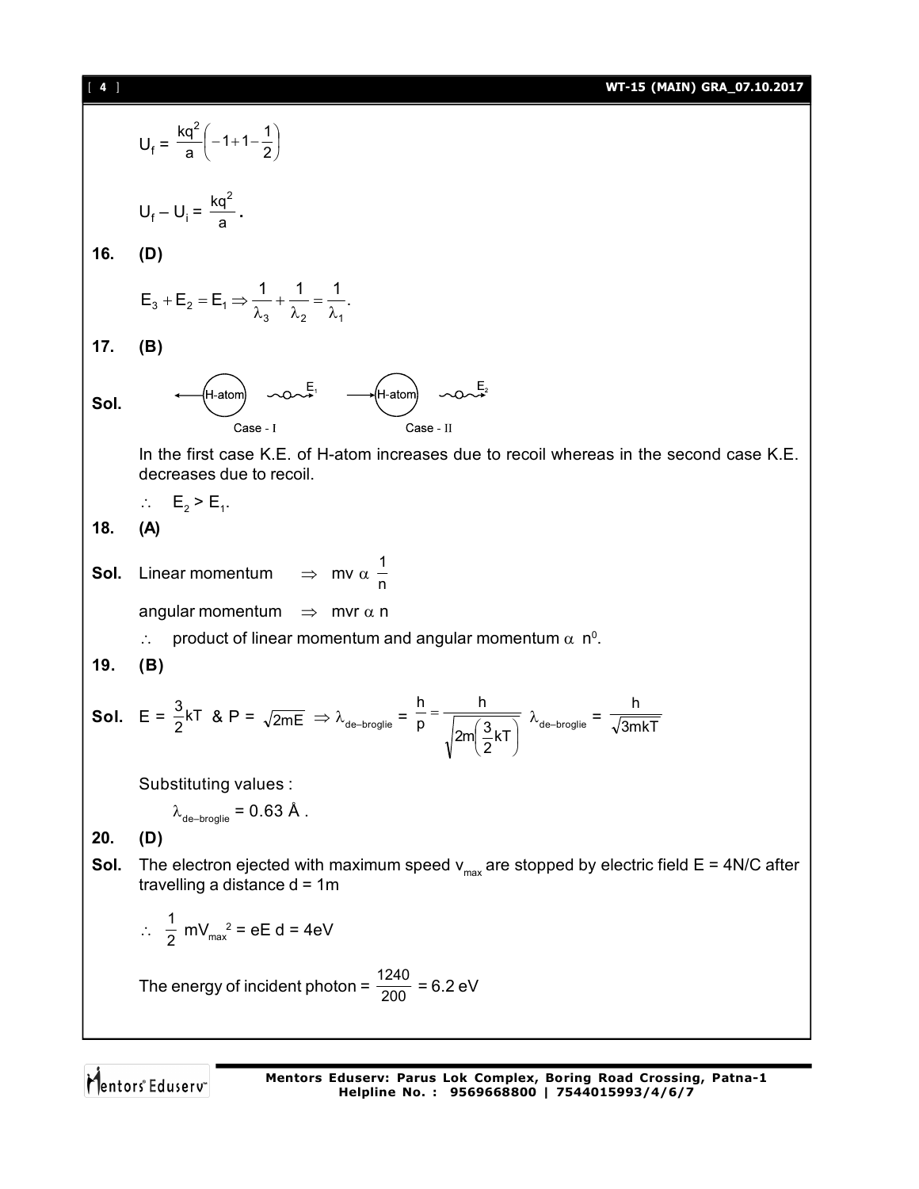$$U_f = \frac{kq^2}{a}\left(-1+1-\frac{1}{2}\right)$$

$$U_f - U_i = \frac{kq^2}{a}.$$

**16.** **(D)**

$$E_3 + E_2 = E_1 \Rightarrow \frac{1}{\lambda_3} + \frac{1}{\lambda_2} = \frac{1}{\lambda_1}.$$

**17.** **(B)**

**Sol.** ← (H-atom) ~~o~~→ $E_1$   → (H-atom) ~~o~~→ $E_2$

Case - I   Case - II

In the first case K.E. of H-atom increases due to recoil whereas in the second case K.E. decreases due to recoil.

$\therefore \quad E_2 > E_1.$

**18.** **(A)**

**Sol.** Linear momentum $\Rightarrow$ mv $\alpha \ \frac{1}{n}$

angular momentum $\Rightarrow$ mvr $\alpha$ n

$\therefore$ product of linear momentum and angular momentum $\alpha \ n^0$.

**19.** **(B)**

**Sol.** $E = \frac{3}{2}kT$ & $P = \sqrt{2mE} \Rightarrow \lambda_{de-broglie} = \frac{h}{p} = \frac{h}{\sqrt{2m\left(\frac{3}{2}kT\right)}}$ $\lambda_{de-broglie} = \frac{h}{\sqrt{3mkT}}$

Substituting values :

$\lambda_{de-broglie} = 0.63$ Å .

**20.** **(D)**

**Sol.** The electron ejected with maximum speed $v_{max}$ are stopped by electric field E = 4N/C after travelling a distance d = 1m

$\therefore \ \frac{1}{2} mV_{max}^2 = eE \ d = 4eV$

The energy of incident photon = $\frac{1240}{200}$ = 6.2 eV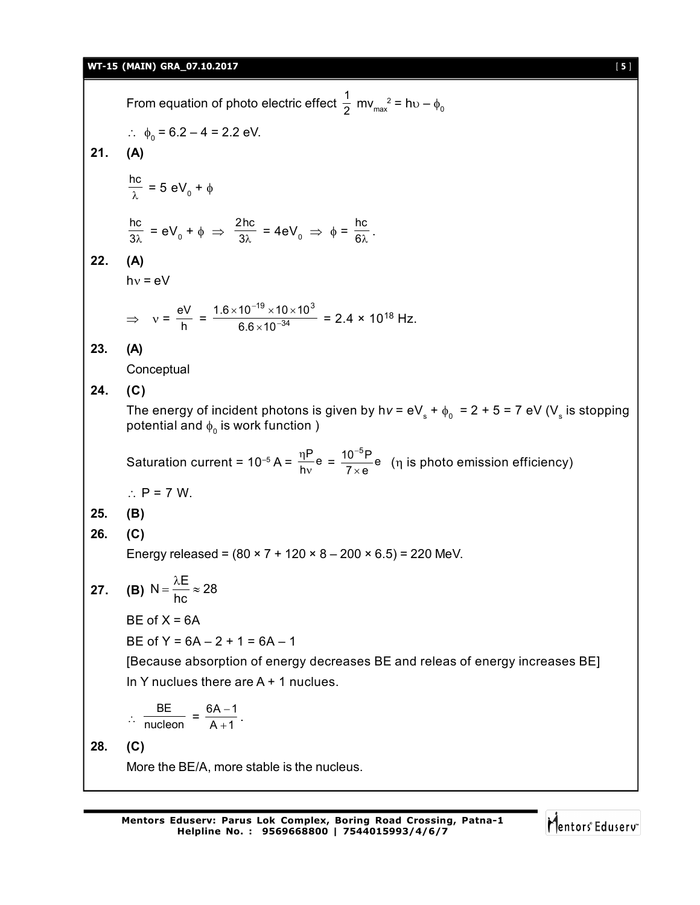From equation of photo electric effect $\frac{1}{2}$ $mv_{max}^2 = h\upsilon - \phi_0$

$\therefore$ $\phi_0 = 6.2 - 4 = 2.2$ eV.

**21. (A)**

$$\frac{hc}{\lambda} = 5\ eV_0 + \phi$$

$$\frac{hc}{3\lambda} = eV_0 + \phi \Rightarrow \frac{2hc}{3\lambda} = 4eV_0 \Rightarrow \phi = \frac{hc}{6\lambda}.$$

**22. (A)**

$h\nu = eV$

$$\Rightarrow \quad \nu = \frac{eV}{h} = \frac{1.6 \times 10^{-19} \times 10 \times 10^3}{6.6 \times 10^{-34}} = 2.4 \times 10^{18} \text{ Hz.}$$

**23. (A)**

Conceptual

**24. (C)**

The energy of incident photons is given by $h\nu = eV_s + \phi_0 = 2 + 5 = 7$ eV ($V_s$ is stopping potential and $\phi_0$ is work function )

Saturation current = $10^{-5}$ A = $\frac{\eta P}{h\nu}e = \frac{10^{-5}P}{7 \times e}e$ ($\eta$ is photo emission efficiency)

$\therefore$ P = 7 W.

**25. (B)**

**26. (C)**

Energy released = (80 × 7 + 120 × 8 – 200 × 6.5) = 220 MeV.

**27. (B)** $N = \frac{\lambda E}{hc} \approx 28$

BE of X = 6A

BE of Y = 6A – 2 + 1 = 6A – 1

[Because absorption of energy decreases BE and releas of energy increases BE]

In Y nuclues there are A + 1 nuclues.

$$\therefore \frac{BE}{\text{nucleon}} = \frac{6A - 1}{A + 1}.$$

**28. (C)**

More the BE/A, more stable is the nucleus.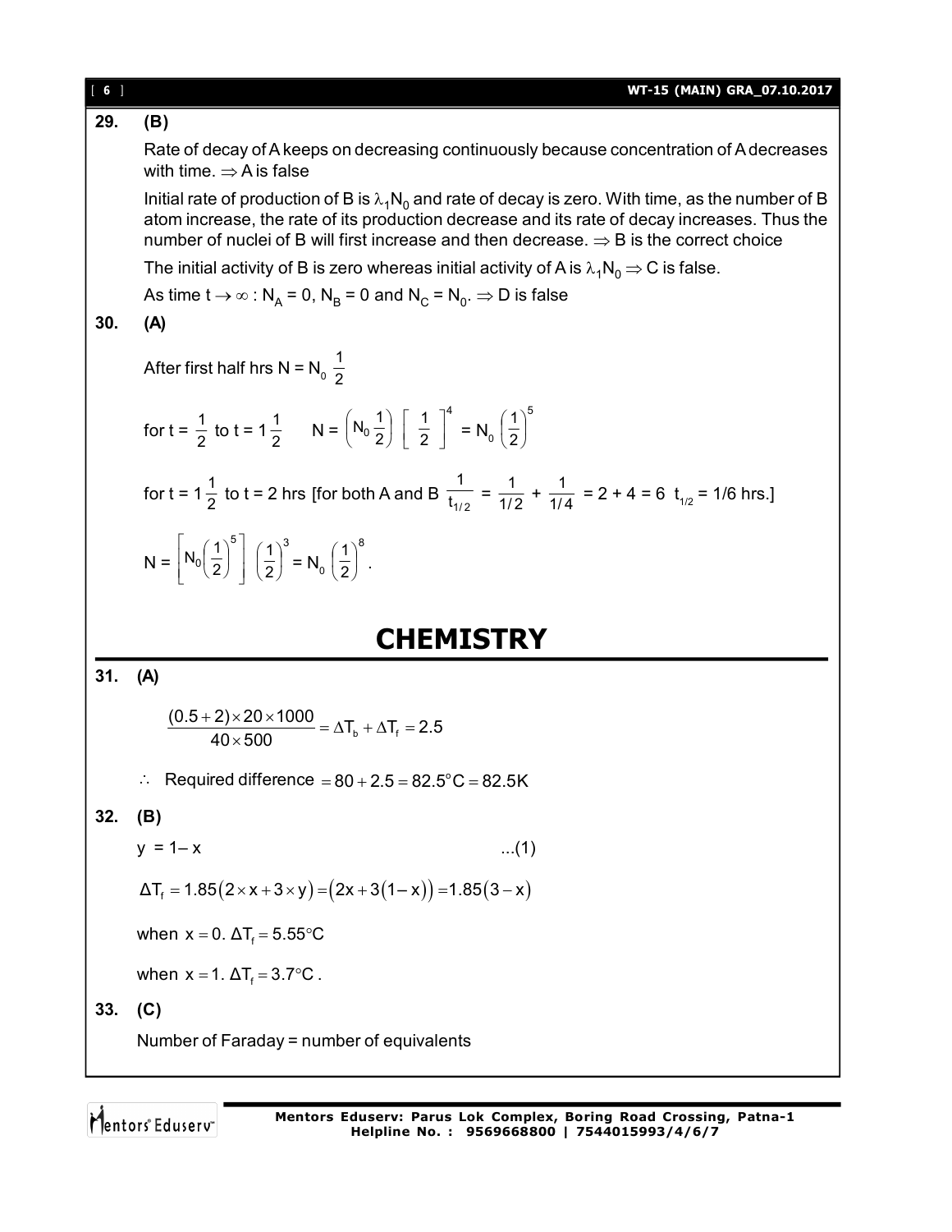**29. (B)**

Rate of decay of A keeps on decreasing continuously because concentration of A decreases with time. $\Rightarrow$ A is false

Initial rate of production of B is $\lambda_1 N_0$ and rate of decay is zero. With time, as the number of B atom increase, the rate of its production decrease and its rate of decay increases. Thus the number of nuclei of B will first increase and then decrease. $\Rightarrow$ B is the correct choice

The initial activity of B is zero whereas initial activity of A is $\lambda_1 N_0 \Rightarrow$ C is false.

As time $t \to \infty$ : $N_A = 0$, $N_B = 0$ and $N_C = N_0$. $\Rightarrow$ D is false

**30. (A)**

After first half hrs $N = N_0 \frac{1}{2}$

for $t = \frac{1}{2}$ to $t = 1\frac{1}{2}$ $\quad N = \left(N_0 \frac{1}{2}\right)\left[\frac{1}{2}\right]^4 = N_0\left(\frac{1}{2}\right)^5$

for $t = 1\frac{1}{2}$ to $t = 2$ hrs [for both A and B $\frac{1}{t_{1/2}} = \frac{1}{1/2} + \frac{1}{1/4} = 2 + 4 = 6$ $t_{1/2} = 1/6$ hrs.]

$$N = \left[N_0\left(\frac{1}{2}\right)^5\right]\left(\frac{1}{2}\right)^3 = N_0\left(\frac{1}{2}\right)^8.$$

# CHEMISTRY

**31. (A)**

$$\frac{(0.5+2)\times 20\times 1000}{40\times 500} = \Delta T_b + \Delta T_f = 2.5$$

$\therefore$ Required difference $= 80 + 2.5 = 82.5^\circ C = 82.5K$

**32. (B)**

$y = 1 - x \qquad \ldots(1)$

$$\Delta T_f = 1.85(2\times x + 3\times y) = (2x + 3(1-x)) = 1.85(3-x)$$

when $x = 0$. $\Delta T_f = 5.55^\circ C$

when $x = 1$. $\Delta T_f = 3.7^\circ C$.

**33. (C)**

Number of Faraday = number of equivalents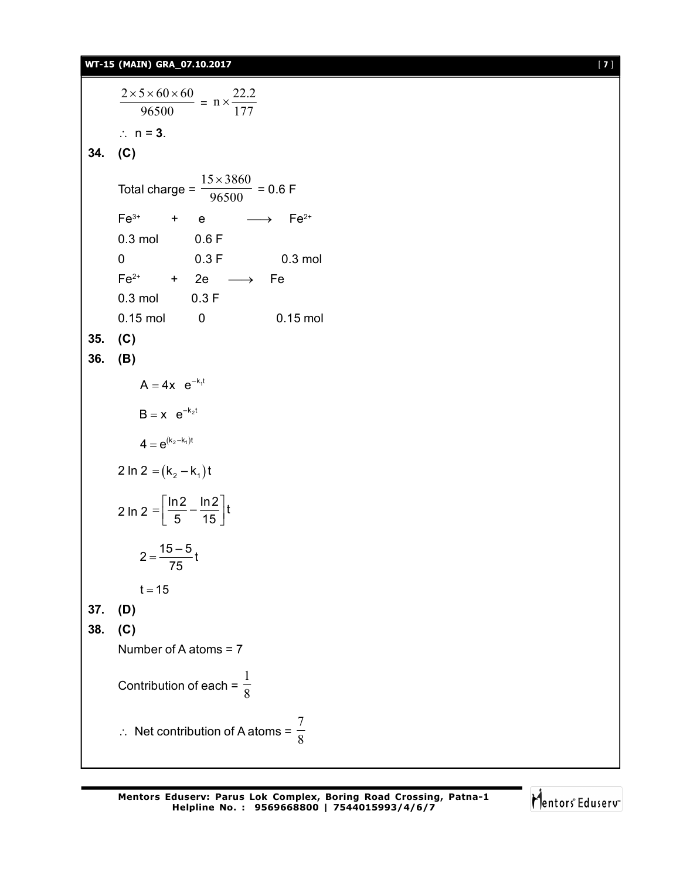$$\frac{2 \times 5 \times 60 \times 60}{96500} = n \times \frac{22.2}{177}$$

$\therefore$ n = **3**.

**34. (C)**

Total charge = $\frac{15 \times 3860}{96500}$ = 0.6 F

| $Fe^{3+}$ | + | e | $\longrightarrow$ | $Fe^{2+}$ |
|---|---|---|---|---|
| 0.3 mol | | 0.6 F | | |
| 0 | | 0.3 F | | 0.3 mol |

| $Fe^{2+}$ | + | 2e | $\longrightarrow$ | Fe |
|---|---|---|---|---|
| 0.3 mol | | 0.3 F | | |
| 0.15 mol | | 0 | | 0.15 mol |

**35. (C)**

**36. (B)**

$$A = 4x \quad e^{-k_1 t}$$

$$B = x \quad e^{-k_2 t}$$

$$4 = e^{(k_2 - k_1)t}$$

$$2 \ln 2 = (k_2 - k_1)t$$

$$2 \ln 2 = \left[\frac{\ln 2}{5} - \frac{\ln 2}{15}\right]t$$

$$2 = \frac{15 - 5}{75}t$$

$$t = 15$$

**37. (D)**

**38. (C)**

Number of A atoms = 7

Contribution of each = $\frac{1}{8}$

$\therefore$ Net contribution of A atoms = $\frac{7}{8}$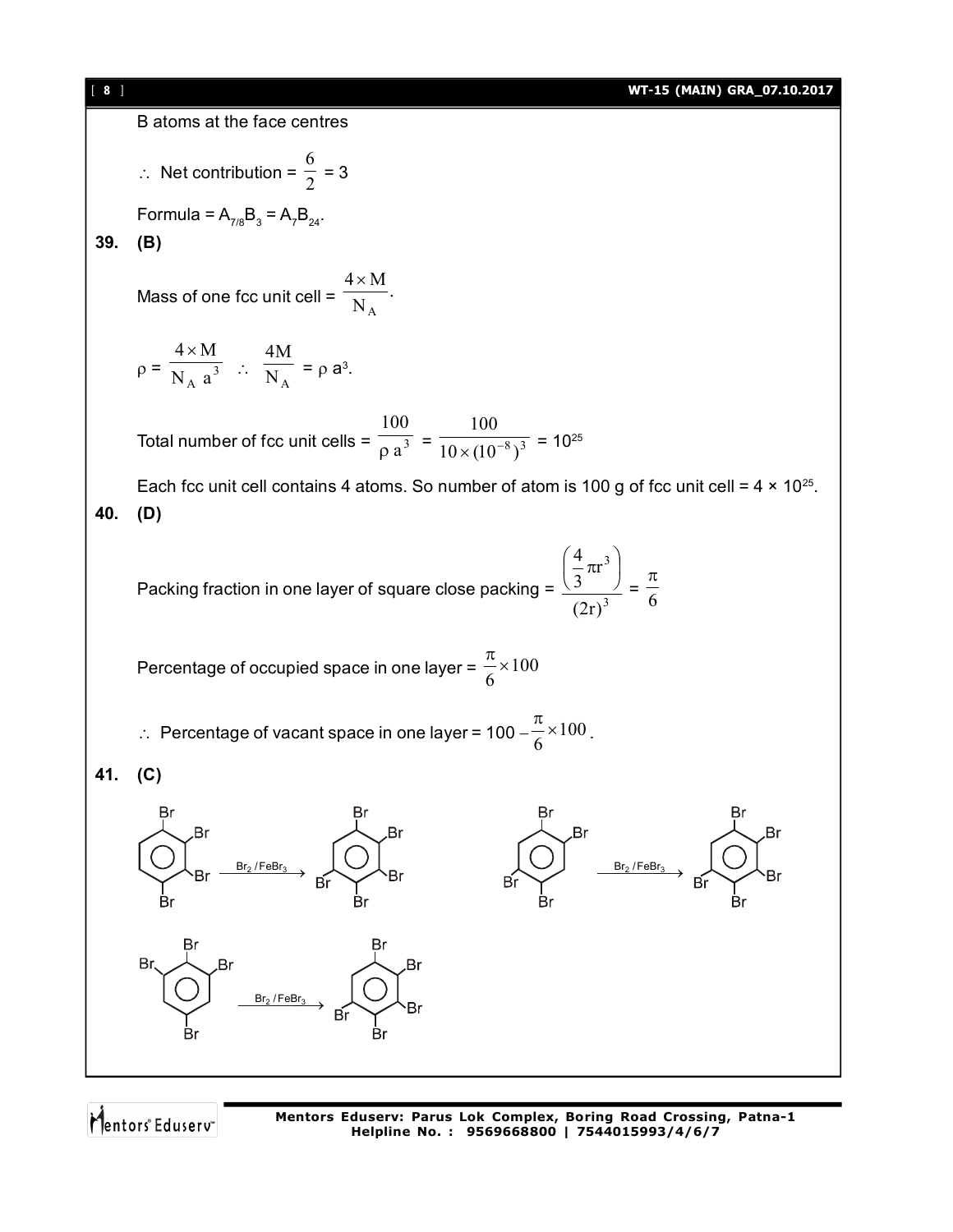B atoms at the face centres

$\therefore$ Net contribution = $\frac{6}{2}$ = 3

Formula = $A_{7/8}B_3 = A_7B_{24}$.

**39. (B)**

Mass of one fcc unit cell = $\frac{4 \times M}{N_A}$.

$\rho = \frac{4 \times M}{N_A\ a^3}$ $\therefore$ $\frac{4M}{N_A} = \rho\ a^3$.

Total number of fcc unit cells = $\frac{100}{\rho\ a^3} = \frac{100}{10 \times (10^{-8})^3} = 10^{25}$

Each fcc unit cell contains 4 atoms. So number of atom is 100 g of fcc unit cell = $4 \times 10^{25}$.

**40. (D)**

Packing fraction in one layer of square close packing = $\frac{\left(\frac{4}{3}\pi r^3\right)}{(2r)^3} = \frac{\pi}{6}$

Percentage of occupied space in one layer = $\frac{\pi}{6} \times 100$

$\therefore$ Percentage of vacant space in one layer = $100 - \frac{\pi}{6} \times 100$.

**41. (C)**

1,2,3,4-tetrabromobenzene $\xrightarrow{Br_2/FeBr_3}$ pentabromobenzene

1,2,4,5-tetrabromobenzene $\xrightarrow{Br_2/FeBr_3}$ pentabromobenzene

1,2,3,5-tetrabromobenzene $\xrightarrow{Br_2/FeBr_3}$ pentabromobenzene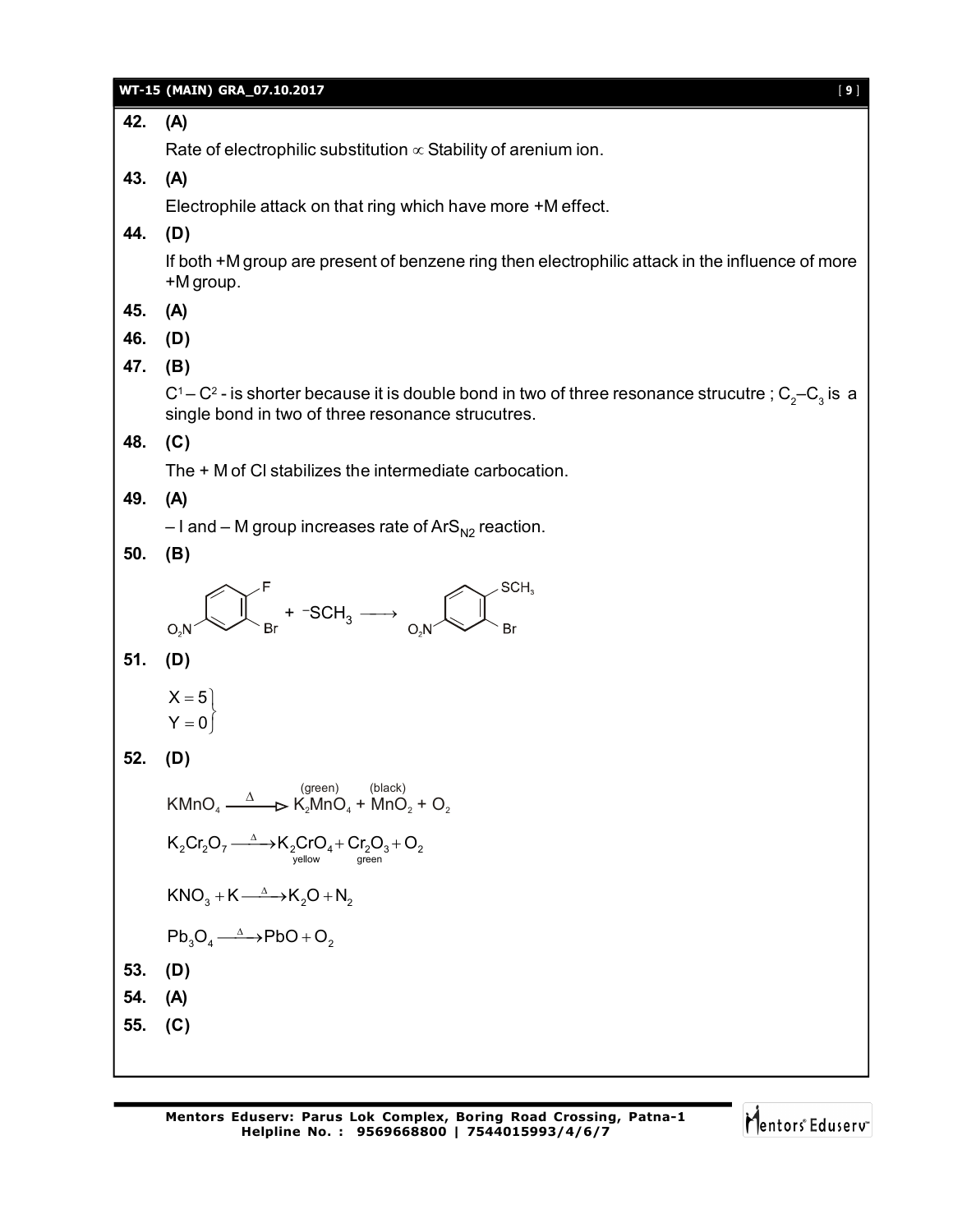**42. (A)**

Rate of electrophilic substitution $\propto$ Stability of arenium ion.

**43. (A)**

Electrophile attack on that ring which have more +M effect.

**44. (D)**

If both +M group are present of benzene ring then electrophilic attack in the influence of more +M group.

**45. (A)**

**46. (D)**

**47. (B)**

$C^1 - C^2$ - is shorter because it is double bond in two of three resonance strucutre ; $C_2$–$C_3$ is a single bond in two of three resonance strucutres.

**48. (C)**

The + M of Cl stabilizes the intermediate carbocation.

**49. (A)**

– I and – M group increases rate of $ArS_{N2}$ reaction.

**50. (B)**

(1-fluoro-2-bromo-4-nitrobenzene) + $^{-}SCH_3 \longrightarrow$ (1-$SCH_3$-2-bromo-4-nitrobenzene)

**51. (D)**

$$\left.\begin{array}{l} X = 5 \\ Y = 0 \end{array}\right\}$$

**52. (D)**

$$KMnO_4 \xrightarrow{\Delta} \underset{\text{(green)}}{K_2MnO_4} + \underset{\text{(black)}}{MnO_2} + O_2$$

$$K_2Cr_2O_7 \xrightarrow{\Delta} \underset{\text{yellow}}{K_2CrO_4} + \underset{\text{green}}{Cr_2O_3} + O_2$$

$$KNO_3 + K \xrightarrow{\Delta} K_2O + N_2$$

$$Pb_3O_4 \xrightarrow{\Delta} PbO + O_2$$

**53. (D)**

**54. (A)**

**55. (C)**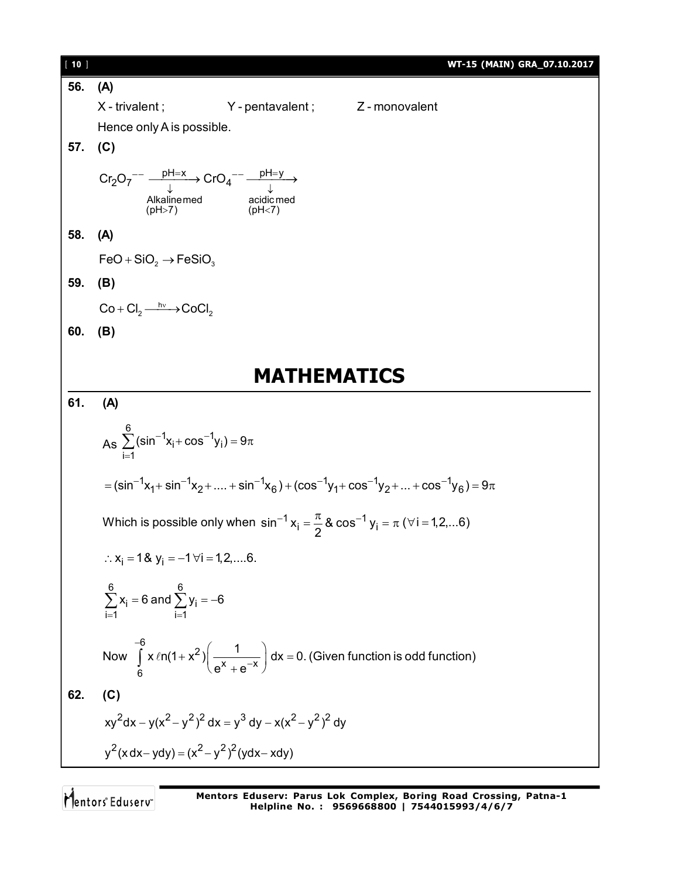**56. (A)**

X - trivalent ; Y - pentavalent ; Z - monovalent

Hence only A is possible.

**57. (C)**

$$Cr_2O_7^{--} \xrightarrow[\substack{\downarrow \\ \text{Alkaline med} \\ (pH>7)}]{pH=x} CrO_4^{--} \xrightarrow[\substack{\downarrow \\ \text{acidic med} \\ (pH<7)}]{pH=y}$$

**58. (A)**

$FeO + SiO_2 \rightarrow FeSiO_3$

**59. (B)**

$Co + Cl_2 \xrightarrow{h\nu} CoCl_2$

**60. (B)**

# MATHEMATICS

**61. (A)**

As $\sum_{i=1}^{6}(\sin^{-1}x_i + \cos^{-1}y_i) = 9\pi$

$= (\sin^{-1}x_1 + \sin^{-1}x_2 + .... + \sin^{-1}x_6) + (\cos^{-1}y_1 + \cos^{-1}y_2 + ... + \cos^{-1}y_6) = 9\pi$

Which is possible only when $\sin^{-1}x_i = \frac{\pi}{2}$ & $\cos^{-1}y_i = \pi \ (\forall i = 1,2,...6)$

$\therefore x_i = 1$ & $y_i = -1 \ \forall i = 1,2,....6.$

$\sum_{i=1}^{6} x_i = 6$ and $\sum_{i=1}^{6} y_i = -6$

Now $\int_{6}^{-6} x\,\ell n(1+x^2)\left(\frac{1}{e^x + e^{-x}}\right) dx = 0$. (Given function is odd function)

**62. (C)**

$xy^2 dx - y(x^2 - y^2)^2 dx = y^3 dy - x(x^2 - y^2)^2 dy$

$y^2(x\,dx - y\,dy) = (x^2 - y^2)^2(y\,dx - x\,dy)$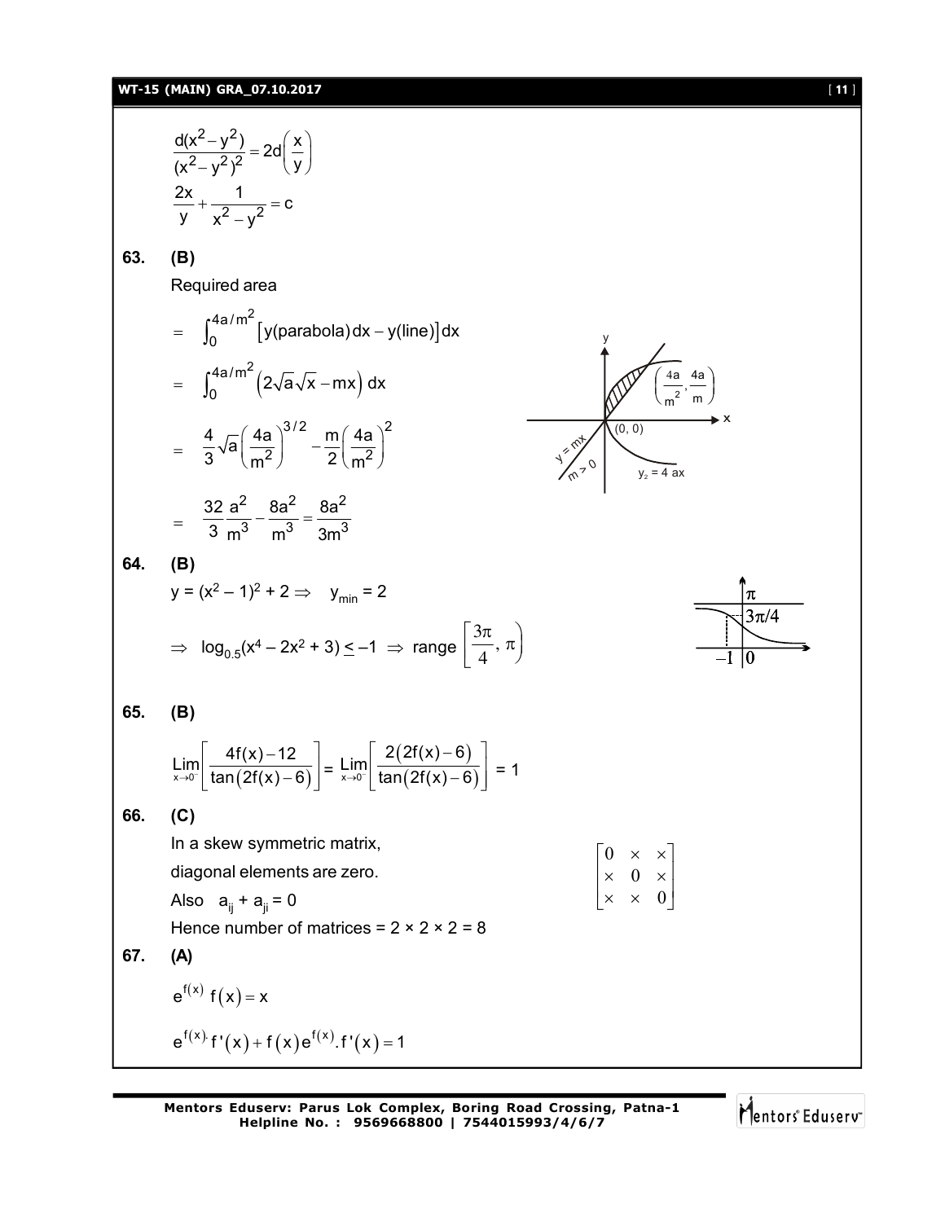$$\frac{d(x^2 - y^2)}{(x^2 - y^2)^2} = 2d\left(\frac{x}{y}\right)$$

$$\frac{2x}{y} + \frac{1}{x^2 - y^2} = c$$

**63. (B)**

Required area

$$= \int_0^{4a/m^2} \left[y(\text{parabola})dx - y(\text{line})\right]dx$$

$$= \int_0^{4a/m^2} \left(2\sqrt{a}\sqrt{x} - mx\right) dx$$

$$= \frac{4}{3}\sqrt{a}\left(\frac{4a}{m^2}\right)^{3/2} - \frac{m}{2}\left(\frac{4a}{m^2}\right)^2$$

$$= \frac{32}{3}\frac{a^2}{m^3} - \frac{8a^2}{m^3} = \frac{8a^2}{3m^3}$$

**64. (B)**

$y = (x^2 - 1)^2 + 2 \Rightarrow \quad y_{min} = 2$

$\Rightarrow \log_{0.5}(x^4 - 2x^2 + 3) \le -1 \Rightarrow$ range $\left[\frac{3\pi}{4}, \pi\right)$

**65. (B)**

$$\lim_{x \to 0^-}\left[\frac{4f(x) - 12}{\tan(2f(x) - 6)}\right] = \lim_{x \to 0^-}\left[\frac{2(2f(x) - 6)}{\tan(2f(x) - 6)}\right] = 1$$

**66. (C)**

In a skew symmetric matrix,

diagonal elements are zero.

Also $a_{ij} + a_{ji} = 0$

Hence number of matrices = 2 × 2 × 2 = 8

$$\begin{bmatrix} 0 & \times & \times \\ \times & 0 & \times \\ \times & \times & 0 \end{bmatrix}$$

**67. (A)**

$$e^{f(x)} f(x) = x$$

$$e^{f(x)} f'(x) + f(x)e^{f(x)}.f'(x) = 1$$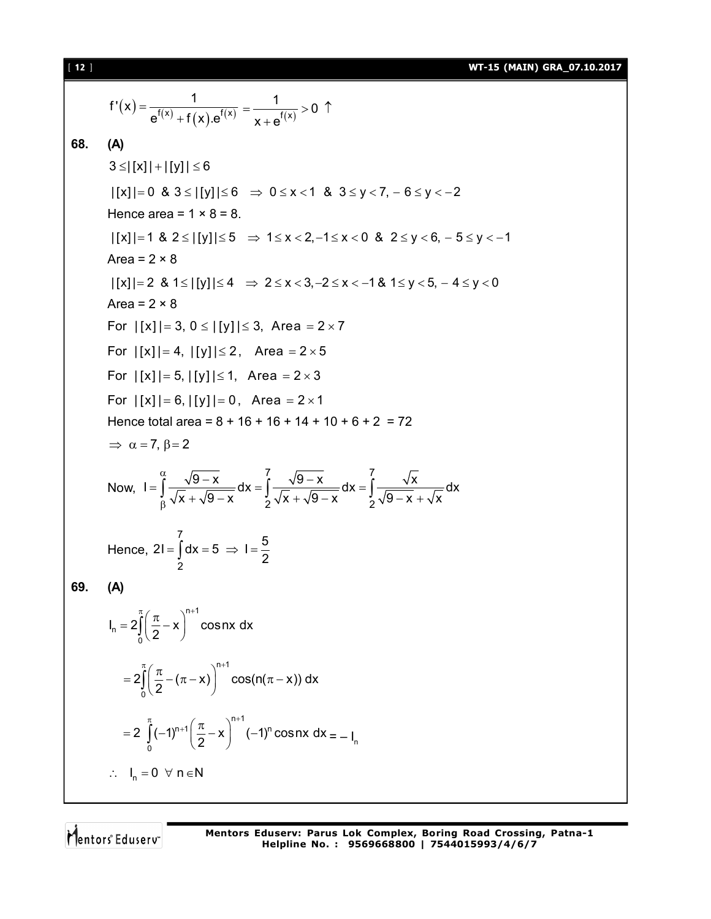$$f'(x) = \frac{1}{e^{f(x)} + f(x).e^{f(x)}} = \frac{1}{x + e^{f(x)}} > 0 \uparrow$$

**68. (A)**

$3 \le |[x]| + |[y]| \le 6$

$|[x]| = 0$ & $3 \le |[y]| \le 6 \;\Rightarrow\; 0 \le x < 1$ & $3 \le y < 7, -6 \le y < -2$

Hence area = 1 × 8 = 8.

$|[x]| = 1$ & $2 \le |[y]| \le 5 \;\Rightarrow\; 1 \le x < 2, -1 \le x < 0$ & $2 \le y < 6, -5 \le y < -1$

Area = 2 × 8

$|[x]| = 2$ & $1 \le |[y]| \le 4 \;\Rightarrow\; 2 \le x < 3, -2 \le x < -1$ & $1 \le y < 5, -4 \le y < 0$

Area = 2 × 8

For $|[x]| = 3,\ 0 \le |[y]| \le 3$, Area $= 2 \times 7$

For $|[x]| = 4,\ |[y]| \le 2$, Area $= 2 \times 5$

For $|[x]| = 5,\ |[y]| \le 1$, Area $= 2 \times 3$

For $|[x]| = 6,\ |[y]| = 0$, Area $= 2 \times 1$

Hence total area = 8 + 16 + 16 + 14 + 10 + 6 + 2 = 72

$\Rightarrow \alpha = 7, \beta = 2$

Now, $I = \int_{\beta}^{\alpha} \frac{\sqrt{9-x}}{\sqrt{x} + \sqrt{9-x}} dx = \int_{2}^{7} \frac{\sqrt{9-x}}{\sqrt{x} + \sqrt{9-x}} dx = \int_{2}^{7} \frac{\sqrt{x}}{\sqrt{9-x} + \sqrt{x}} dx$

Hence, $2I = \int_{2}^{7} dx = 5 \;\Rightarrow\; I = \frac{5}{2}$

**69. (A)**

$$I_n = 2\int_0^{\pi} \left(\frac{\pi}{2} - x\right)^{n+1} \cos nx \, dx$$

$$= 2\int_0^{\pi} \left(\frac{\pi}{2} - (\pi - x)\right)^{n+1} \cos(n(\pi - x)) \, dx$$

$$= 2\int_0^{\pi} (-1)^{n+1} \left(\frac{\pi}{2} - x\right)^{n+1} (-1)^n \cos nx \, dx = -I_n$$

$\therefore \; I_n = 0 \;\; \forall \; n \in N$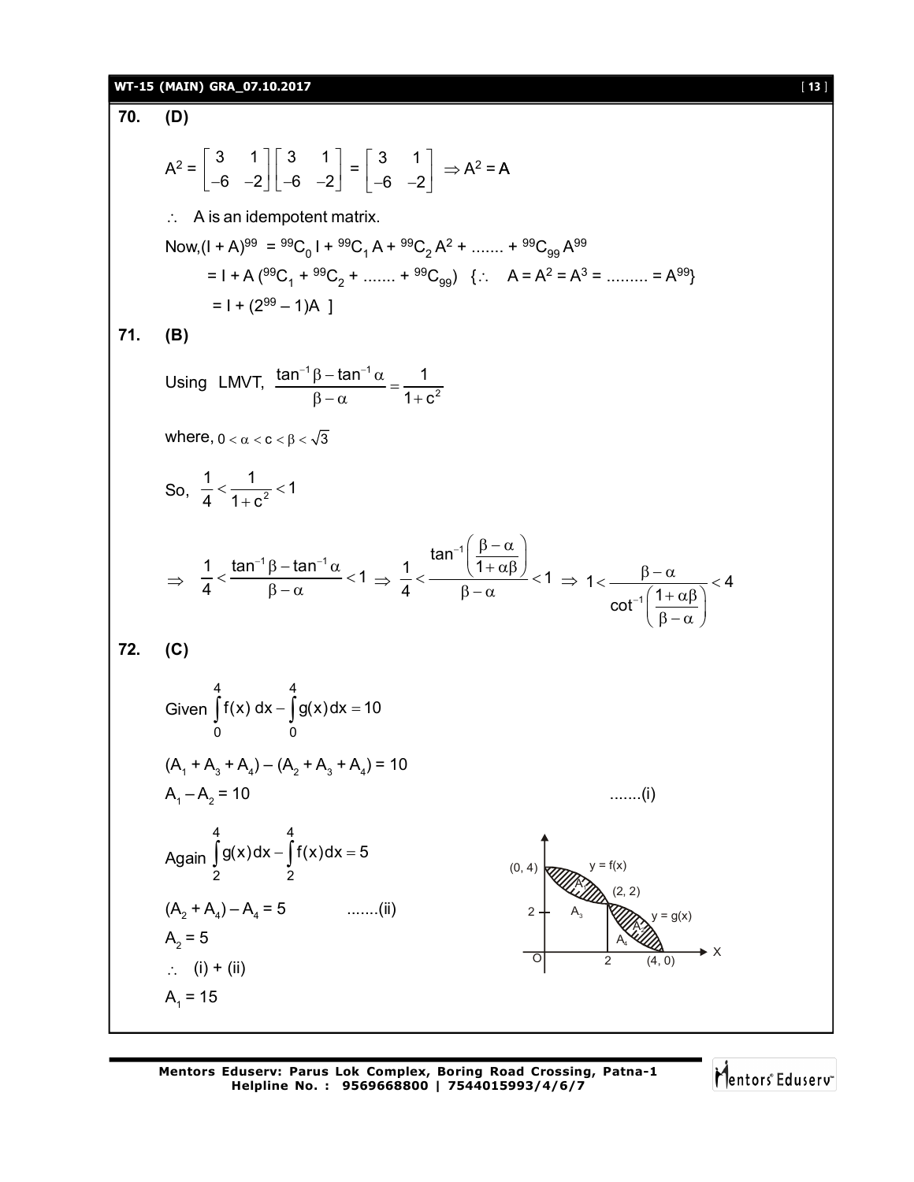**70. (D)**

$$A^2 = \begin{bmatrix} 3 & 1 \\ -6 & -2 \end{bmatrix}\begin{bmatrix} 3 & 1 \\ -6 & -2 \end{bmatrix} = \begin{bmatrix} 3 & 1 \\ -6 & -2 \end{bmatrix} \Rightarrow A^2 = A$$

$\therefore$ A is an idempotent matrix.

Now, $(I + A)^{99} = {}^{99}C_0\, I + {}^{99}C_1\, A + {}^{99}C_2\, A^2 + \ldots\ldots + {}^{99}C_{99}\, A^{99}$

$= I + A\,({}^{99}C_1 + {}^{99}C_2 + \ldots\ldots + {}^{99}C_{99})$ $\{\because\ A = A^2 = A^3 = \ldots\ldots = A^{99}\}$

$= I + (2^{99} - 1)A$ ]

**71. (B)**

Using LMVT, $\dfrac{\tan^{-1}\beta - \tan^{-1}\alpha}{\beta - \alpha} = \dfrac{1}{1+c^2}$

where, $0 < \alpha < c < \beta < \sqrt{3}$

So, $\dfrac{1}{4} < \dfrac{1}{1+c^2} < 1$

$$\Rightarrow\ \frac{1}{4} < \frac{\tan^{-1}\beta - \tan^{-1}\alpha}{\beta - \alpha} < 1 \Rightarrow \frac{1}{4} < \frac{\tan^{-1}\left(\dfrac{\beta - \alpha}{1+\alpha\beta}\right)}{\beta - \alpha} < 1 \Rightarrow 1 < \frac{\beta - \alpha}{\cot^{-1}\left(\dfrac{1+\alpha\beta}{\beta - \alpha}\right)} < 4$$

**72. (C)**

Given $\displaystyle\int_0^4 f(x)\,dx - \int_0^4 g(x)\,dx = 10$

$(A_1 + A_3 + A_4) - (A_2 + A_3 + A_4) = 10$

$A_1 - A_2 = 10$ .......(i)

Again $\displaystyle\int_2^4 g(x)\,dx - \int_2^4 f(x)\,dx = 5$

$(A_2 + A_4) - A_4 = 5$ .......(ii)

$A_2 = 5$

$\therefore$ (i) + (ii)

$A_1 = 15$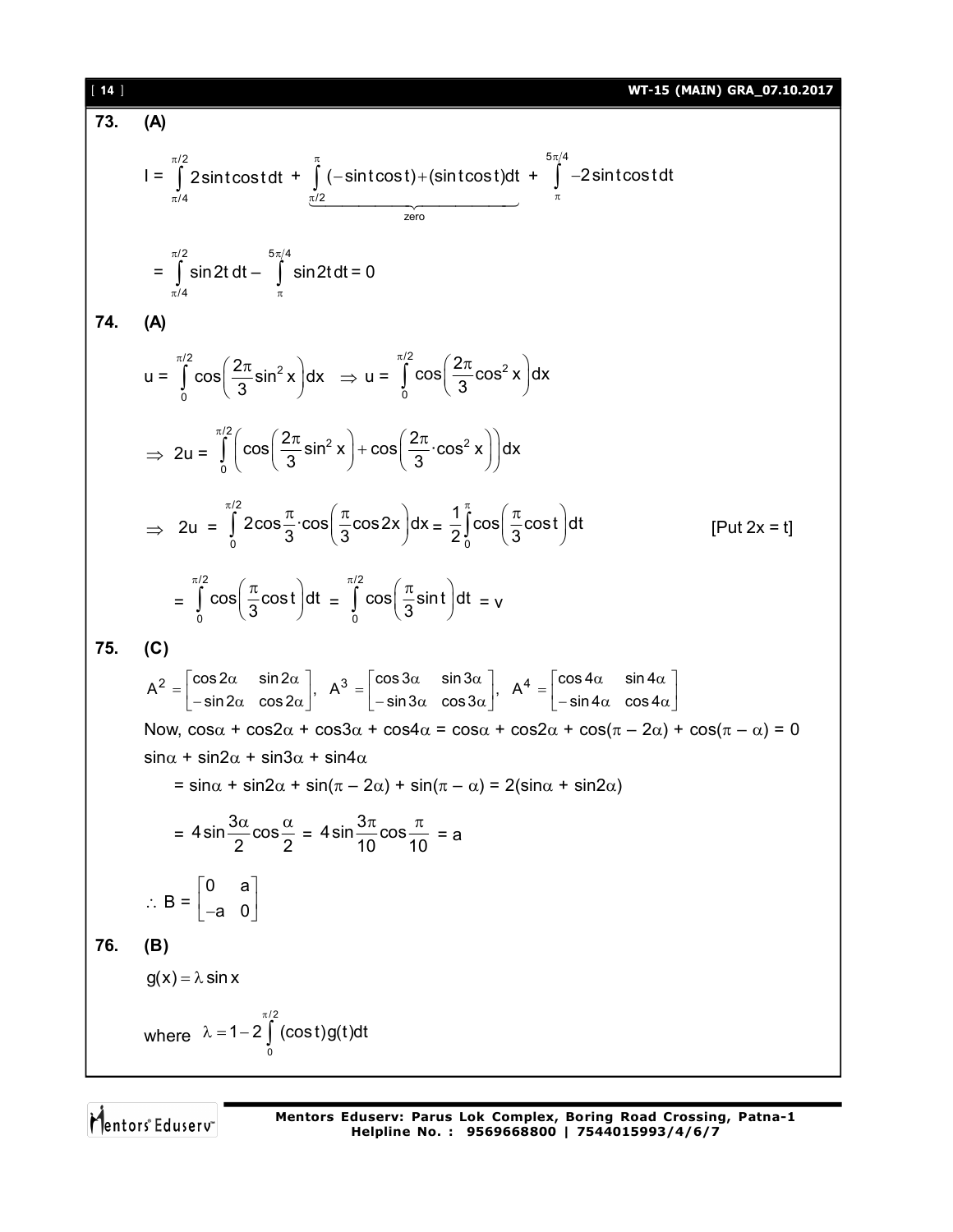**73. (A)**

$$I = \int_{\pi/4}^{\pi/2} 2\sin t\cos t\,dt + \underbrace{\int_{\pi/2}^{\pi} (-\sin t\cos t)+(\sin t\cos t)dt}_{\text{zero}} + \int_{\pi}^{5\pi/4} -2\sin t\cos t\,dt$$

$$= \int_{\pi/4}^{\pi/2} \sin 2t\,dt - \int_{\pi}^{5\pi/4} \sin 2t\,dt = 0$$

**74. (A)**

$$u = \int_0^{\pi/2} \cos\left(\frac{2\pi}{3}\sin^2 x\right)dx \Rightarrow u = \int_0^{\pi/2} \cos\left(\frac{2\pi}{3}\cos^2 x\right)dx$$

$$\Rightarrow 2u = \int_0^{\pi/2}\left(\cos\left(\frac{2\pi}{3}\sin^2 x\right) + \cos\left(\frac{2\pi}{3}\cdot\cos^2 x\right)\right)dx$$

$$\Rightarrow 2u = \int_0^{\pi/2} 2\cos\frac{\pi}{3}\cdot\cos\left(\frac{\pi}{3}\cos 2x\right)dx = \frac{1}{2}\int_0^{\pi}\cos\left(\frac{\pi}{3}\cos t\right)dt \qquad \text{[Put } 2x = t\text{]}$$

$$= \int_0^{\pi/2}\cos\left(\frac{\pi}{3}\cos t\right)dt = \int_0^{\pi/2}\cos\left(\frac{\pi}{3}\sin t\right)dt = v$$

**75. (C)**

$$A^2 = \begin{bmatrix}\cos 2\alpha & \sin 2\alpha \\ -\sin 2\alpha & \cos 2\alpha\end{bmatrix},\ A^3 = \begin{bmatrix}\cos 3\alpha & \sin 3\alpha \\ -\sin 3\alpha & \cos 3\alpha\end{bmatrix},\ A^4 = \begin{bmatrix}\cos 4\alpha & \sin 4\alpha \\ -\sin 4\alpha & \cos 4\alpha\end{bmatrix}$$

Now, $\cos\alpha + \cos 2\alpha + \cos 3\alpha + \cos 4\alpha = \cos\alpha + \cos 2\alpha + \cos(\pi - 2\alpha) + \cos(\pi - \alpha) = 0$

$\sin\alpha + \sin 2\alpha + \sin 3\alpha + \sin 4\alpha$

$= \sin\alpha + \sin 2\alpha + \sin(\pi - 2\alpha) + \sin(\pi - \alpha) = 2(\sin\alpha + \sin 2\alpha)$

$$= 4\sin\frac{3\alpha}{2}\cos\frac{\alpha}{2} = 4\sin\frac{3\pi}{10}\cos\frac{\pi}{10} = a$$

$$\therefore B = \begin{bmatrix}0 & a \\ -a & 0\end{bmatrix}$$

**76. (B)**

$g(x) = \lambda\sin x$

where $\lambda = 1 - 2\int_0^{\pi/2}(\cos t)g(t)dt$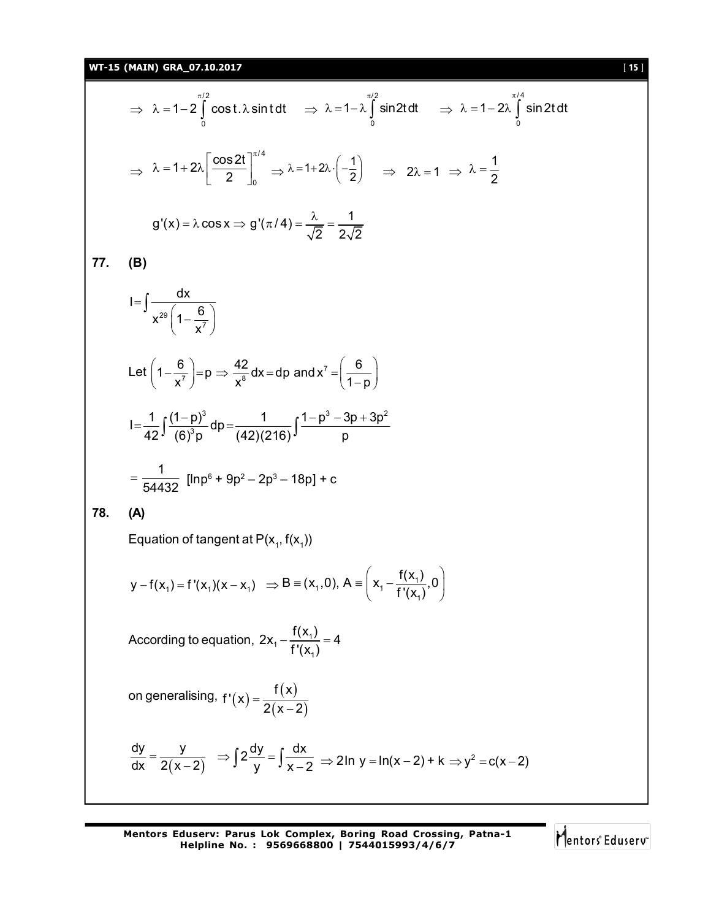$$\Rightarrow \lambda = 1 - 2\int_0^{\pi/2} \cos t.\lambda \sin t\, dt \quad \Rightarrow \lambda = 1 - \lambda\int_0^{\pi/2} \sin 2t\, dt \quad \Rightarrow \lambda = 1 - 2\lambda\int_0^{\pi/4} \sin 2t\, dt$$

$$\Rightarrow \lambda = 1 + 2\lambda\left[\frac{\cos 2t}{2}\right]_0^{\pi/4} \Rightarrow \lambda = 1 + 2\lambda\cdot\left(-\frac{1}{2}\right) \quad \Rightarrow 2\lambda = 1 \Rightarrow \lambda = \frac{1}{2}$$

$$g'(x) = \lambda\cos x \Rightarrow g'(\pi/4) = \frac{\lambda}{\sqrt{2}} = \frac{1}{2\sqrt{2}}$$

**77. (B)**

$$I = \int \frac{dx}{x^{29}\left(1 - \frac{6}{x^7}\right)}$$

Let $\left(1 - \frac{6}{x^7}\right) = p \Rightarrow \frac{42}{x^8}dx = dp$ and $x^7 = \left(\frac{6}{1-p}\right)$

$$I = \frac{1}{42}\int \frac{(1-p)^3}{(6)^3 p}dp = \frac{1}{(42)(216)}\int \frac{1 - p^3 - 3p + 3p^2}{p}$$

$$= \frac{1}{54432}\ [\ln p^6 + 9p^2 - 2p^3 - 18p] + c$$

**78. (A)**

Equation of tangent at $P(x_1, f(x_1))$

$$y - f(x_1) = f'(x_1)(x - x_1) \quad \Rightarrow B \equiv (x_1, 0),\ A \equiv \left(x_1 - \frac{f(x_1)}{f'(x_1)}, 0\right)$$

According to equation, $2x_1 - \frac{f(x_1)}{f'(x_1)} = 4$

on generalising, $f'(x) = \frac{f(x)}{2(x-2)}$

$$\frac{dy}{dx} = \frac{y}{2(x-2)} \quad \Rightarrow \int 2\frac{dy}{y} = \int \frac{dx}{x-2} \Rightarrow 2\ln y = \ln(x-2) + k \Rightarrow y^2 = c(x-2)$$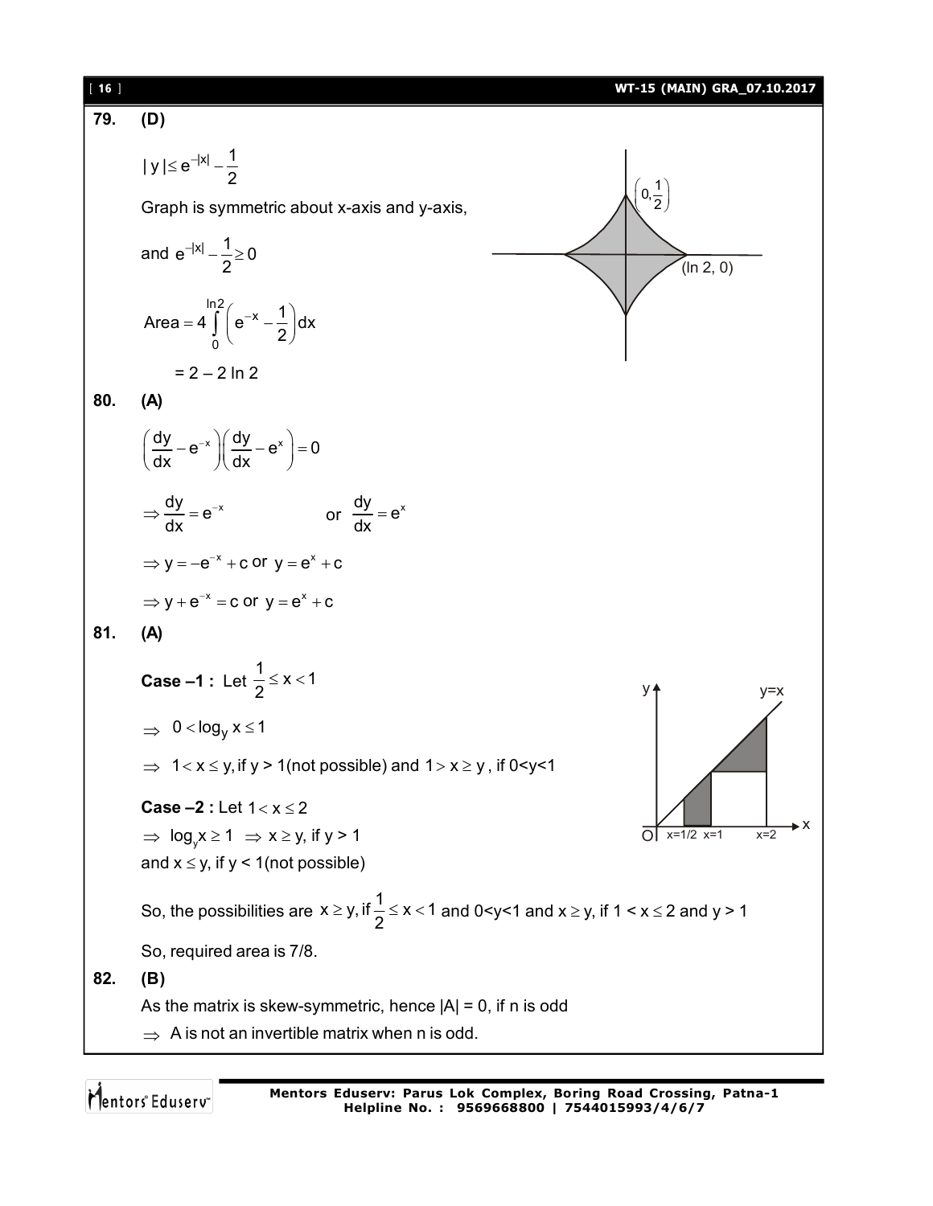**79.** **(D)**

$|y| \le e^{-|x|} - \frac{1}{2}$

Graph is symmetric about x-axis and y-axis,

and $e^{-|x|} - \frac{1}{2} \ge 0$

$\text{Area} = 4\int_0^{\ln 2}\left(e^{-x} - \frac{1}{2}\right)dx$

$= 2 - 2\ln 2$

**80.** **(A)**

$\left(\frac{dy}{dx} - e^{-x}\right)\left(\frac{dy}{dx} - e^{x}\right) = 0$

$\Rightarrow \frac{dy}{dx} = e^{-x}$ or $\frac{dy}{dx} = e^{x}$

$\Rightarrow y = -e^{-x} + c$ or $y = e^{x} + c$

$\Rightarrow y + e^{-x} = c$ or $y = e^{x} + c$

**81.** **(A)**

**Case –1 :** Let $\frac{1}{2} \le x < 1$

$\Rightarrow 0 < \log_y x \le 1$

$\Rightarrow 1 < x \le y$, if y > 1(not possible) and $1 > x \ge y$, if 0<y<1

**Case –2 :** Let $1 < x \le 2$

$\Rightarrow \log_y x \ge 1 \Rightarrow x \ge y$, if y > 1

and $x \le y$, if y < 1(not possible)

So, the possibilities are $x \ge y$, if $\frac{1}{2} \le x < 1$ and 0<y<1 and $x \ge y$, if $1 < x \le 2$ and y > 1

So, required area is 7/8.

**82.** **(B)**

As the matrix is skew-symmetric, hence |A| = 0, if n is odd

$\Rightarrow$ A is not an invertible matrix when n is odd.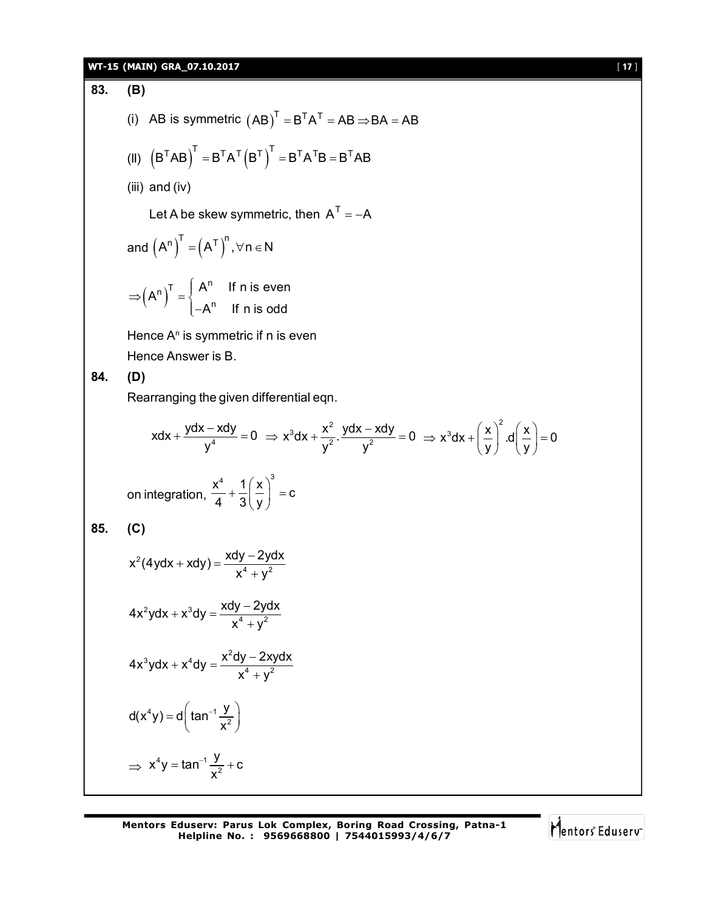**83. (B)**

(i) AB is symmetric $(AB)^T = B^T A^T = AB \Rightarrow BA = AB$

(II) $(B^T AB)^T = B^T A^T (B^T)^T = B^T A^T B = B^T AB$

(iii) and (iv)

Let A be skew symmetric, then $A^T = -A$

and $(A^n)^T = (A^T)^n, \forall n \in N$

$$\Rightarrow (A^n)^T = \begin{cases} A^n & \text{If n is even} \\ -A^n & \text{If n is odd} \end{cases}$$

Hence $A^n$ is symmetric if n is even

Hence Answer is B.

**84. (D)**

Rearranging the given differential eqn.

$$xdx + \frac{ydx - xdy}{y^4} = 0 \Rightarrow x^3dx + \frac{x^2}{y^2}.\frac{ydx - xdy}{y^2} = 0 \Rightarrow x^3dx + \left(\frac{x}{y}\right)^2.d\left(\frac{x}{y}\right) = 0$$

on integration, $\frac{x^4}{4} + \frac{1}{3}\left(\frac{x}{y}\right)^3 = c$

**85. (C)**

$$x^2(4ydx + xdy) = \frac{xdy - 2ydx}{x^4 + y^2}$$

$$4x^2ydx + x^3dy = \frac{xdy - 2ydx}{x^4 + y^2}$$

$$4x^3ydx + x^4dy = \frac{x^2dy - 2xydx}{x^4 + y^2}$$

$$d(x^4y) = d\left(\tan^{-1}\frac{y}{x^2}\right)$$

$$\Rightarrow x^4y = \tan^{-1}\frac{y}{x^2} + c$$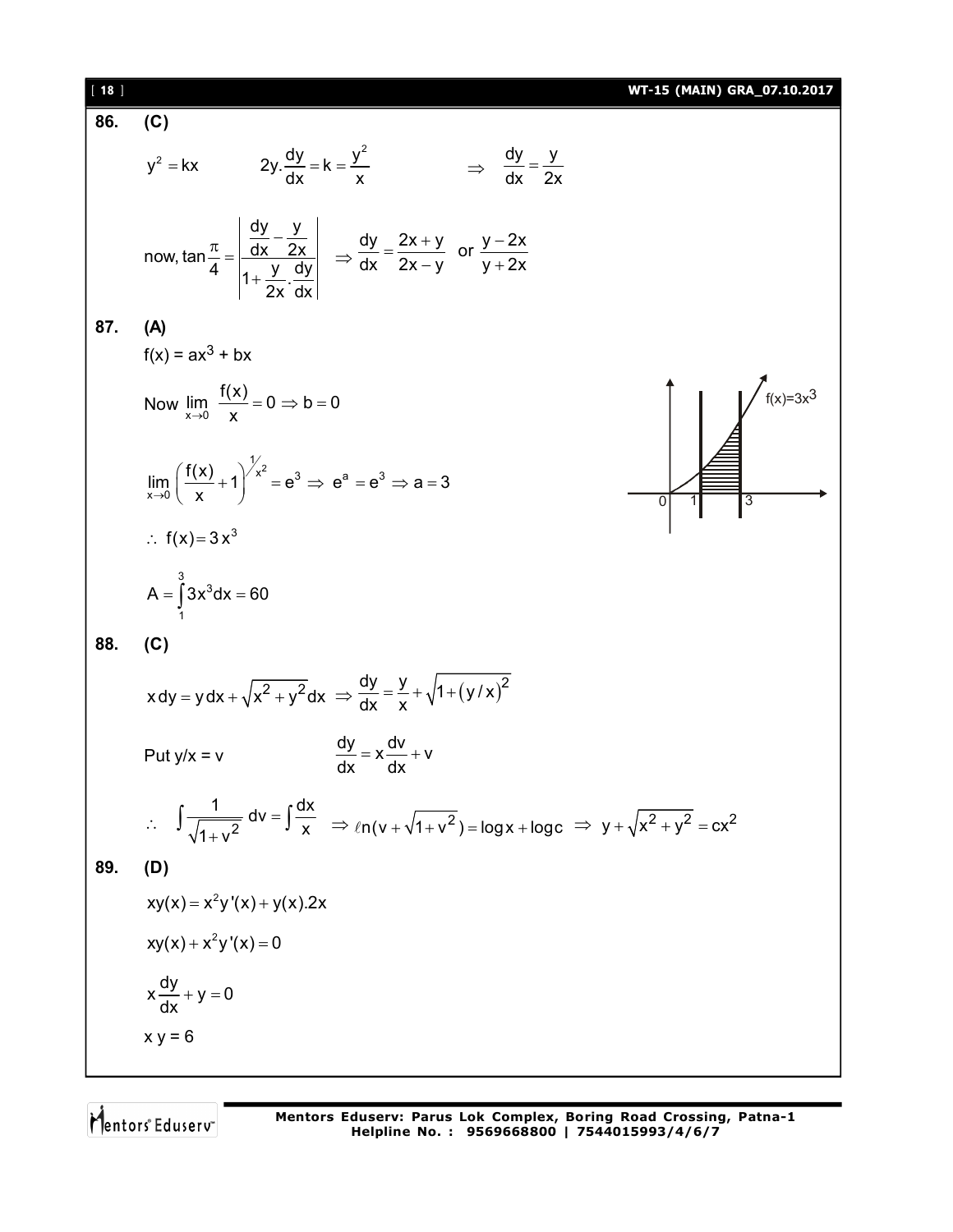**86. (C)**

$$y^2 = kx \qquad 2y.\frac{dy}{dx} = k = \frac{y^2}{x} \qquad \Rightarrow \quad \frac{dy}{dx} = \frac{y}{2x}$$

$$\text{now, } \tan\frac{\pi}{4} = \left|\frac{\frac{dy}{dx} - \frac{y}{2x}}{1 + \frac{y}{2x}.\frac{dy}{dx}}\right| \quad \Rightarrow \frac{dy}{dx} = \frac{2x+y}{2x-y} \text{ or } \frac{y-2x}{y+2x}$$

**87. (A)**

$f(x) = ax^3 + bx$

$$\text{Now } \lim_{x \to 0} \frac{f(x)}{x} = 0 \Rightarrow b = 0$$

$$\lim_{x \to 0}\left(\frac{f(x)}{x} + 1\right)^{1/x^2} = e^3 \Rightarrow e^a = e^3 \Rightarrow a = 3$$

$$\therefore \; f(x) = 3x^3$$

$$A = \int_1^3 3x^3 dx = 60$$

**88. (C)**

$$x\,dy = y\,dx + \sqrt{x^2+y^2}\,dx \;\Rightarrow \frac{dy}{dx} = \frac{y}{x} + \sqrt{1+(y/x)^2}$$

$$\text{Put } y/x = v \qquad \frac{dy}{dx} = x\frac{dv}{dx} + v$$

$$\therefore \quad \int \frac{1}{\sqrt{1+v^2}}\,dv = \int \frac{dx}{x} \quad \Rightarrow \ell n(v + \sqrt{1+v^2}) = \log x + \log c \;\Rightarrow\; y + \sqrt{x^2+y^2} = cx^2$$

**89. (D)**

$$xy(x) = x^2y'(x) + y(x).2x$$

$$xy(x) + x^2y'(x) = 0$$

$$x\frac{dy}{dx} + y = 0$$

$x\,y = 6$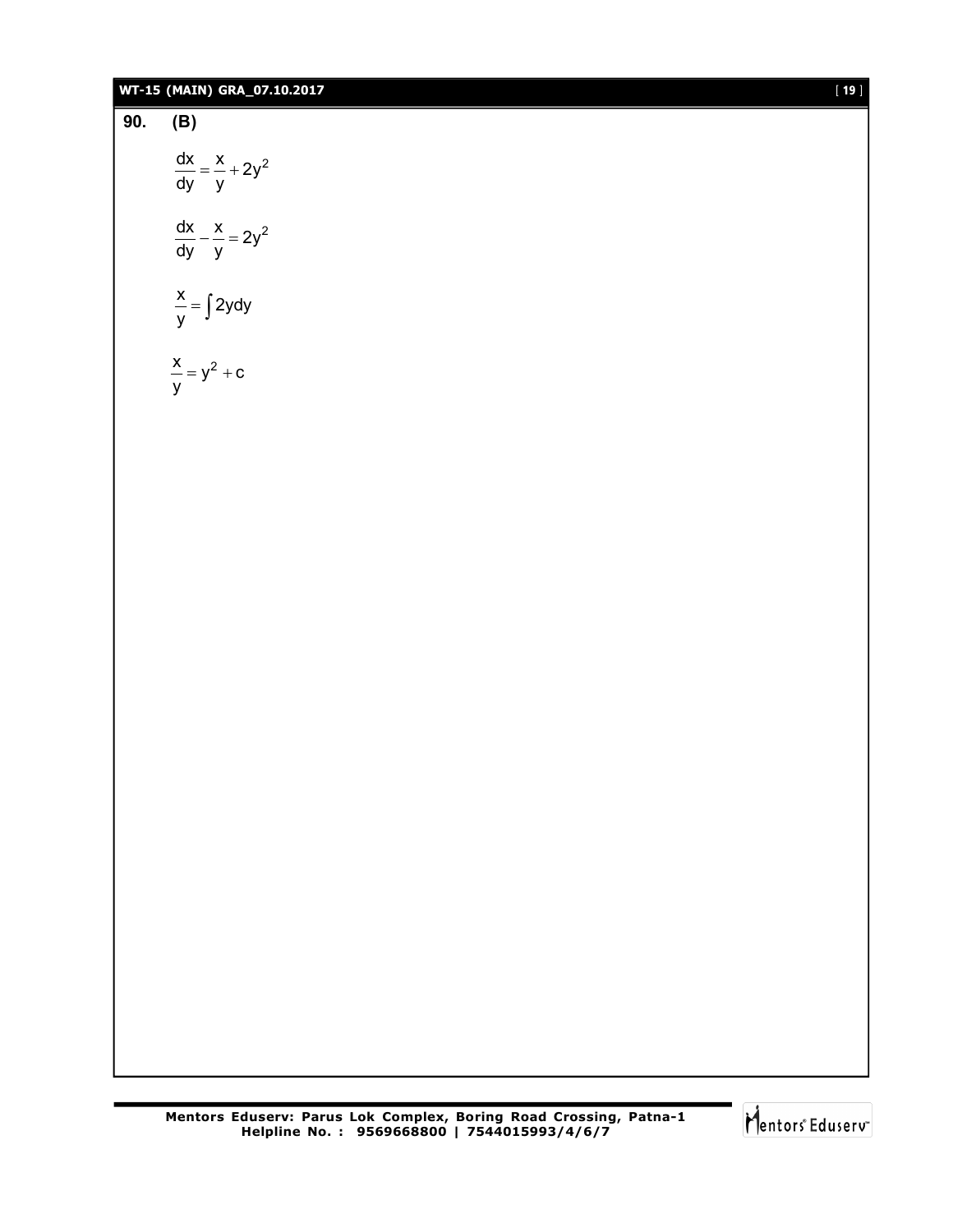**90.** **(B)**

$$\frac{dx}{dy} = \frac{x}{y} + 2y^2$$

$$\frac{dx}{dy} - \frac{x}{y} = 2y^2$$

$$\frac{x}{y} = \int 2y dy$$

$$\frac{x}{y} = y^2 + c$$